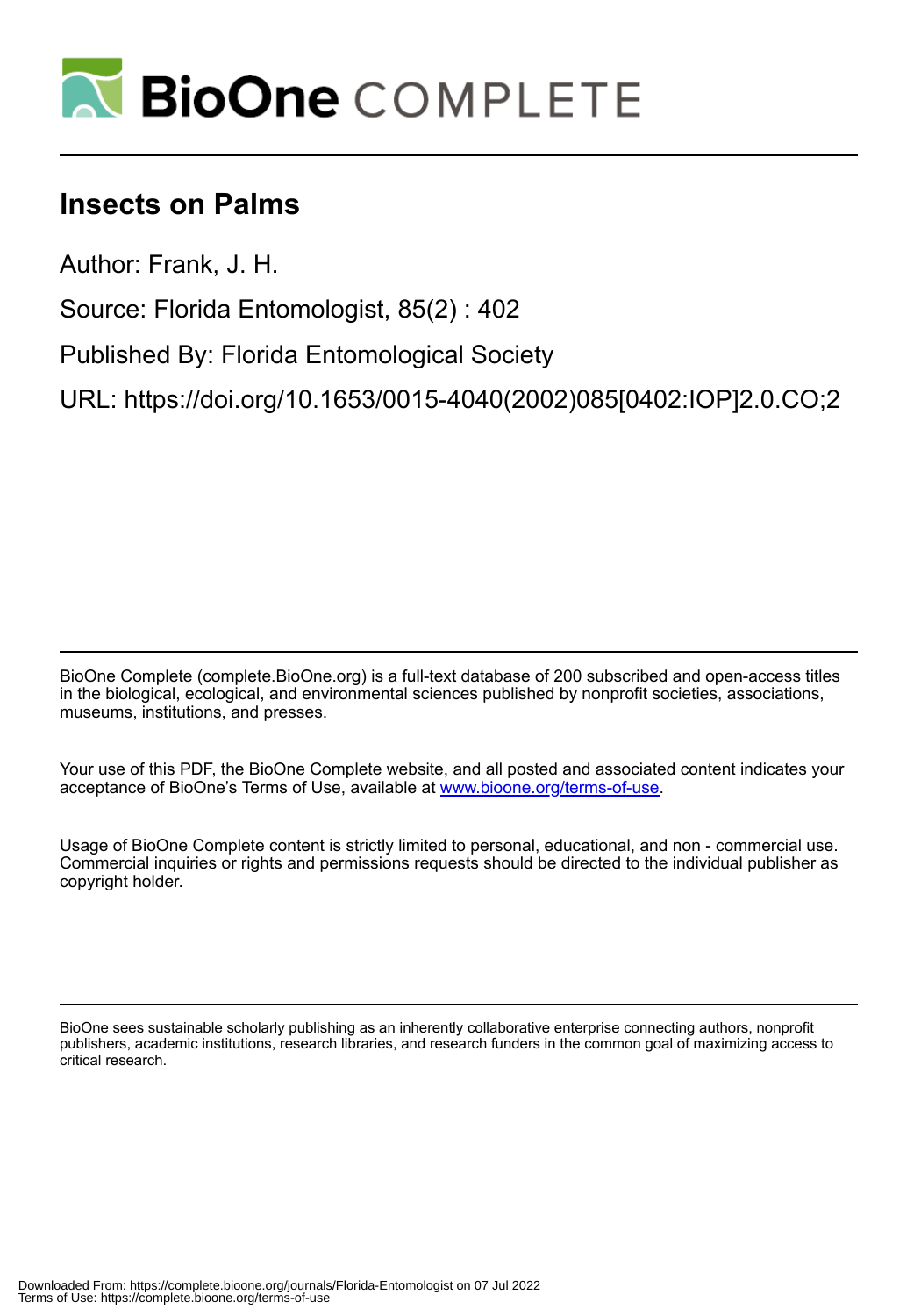# Insects on Palms

Author: Frank, J. H.

Source: Florida Entomologist, 85(2) : 402

Published By: Florida Entomological Society

URL: https://doi.org/10.1653/0015-4040(2002)085[0402:IOP]2.0.CO;2

BioOne Complete (complete.BioOne.org) is a full-text database of 200 subscribed and open-access titles in the biological, ecological, and environmental sciences published by nonprofit societies, associations, museums, institutions, and presses.

Your use of this PDF, the BioOne Complete website, and all posted and associated content indicates your acceptance of BioOne's Terms of Use, available at www.bioone.org/terms-of-use.

Usage of BioOne Complete content is strictly limited to personal, educational, and non - commercial use. Commercial inquiries or rights and permissions requests should be directed to the individual publisher as copyright holder.

BioOne sees sustainable scholarly publishing as an inherently collaborative enterprise connecting authors, nonprofit publishers, academic institutions, research libraries, and research funders in the common goal of maximizing access to critical research.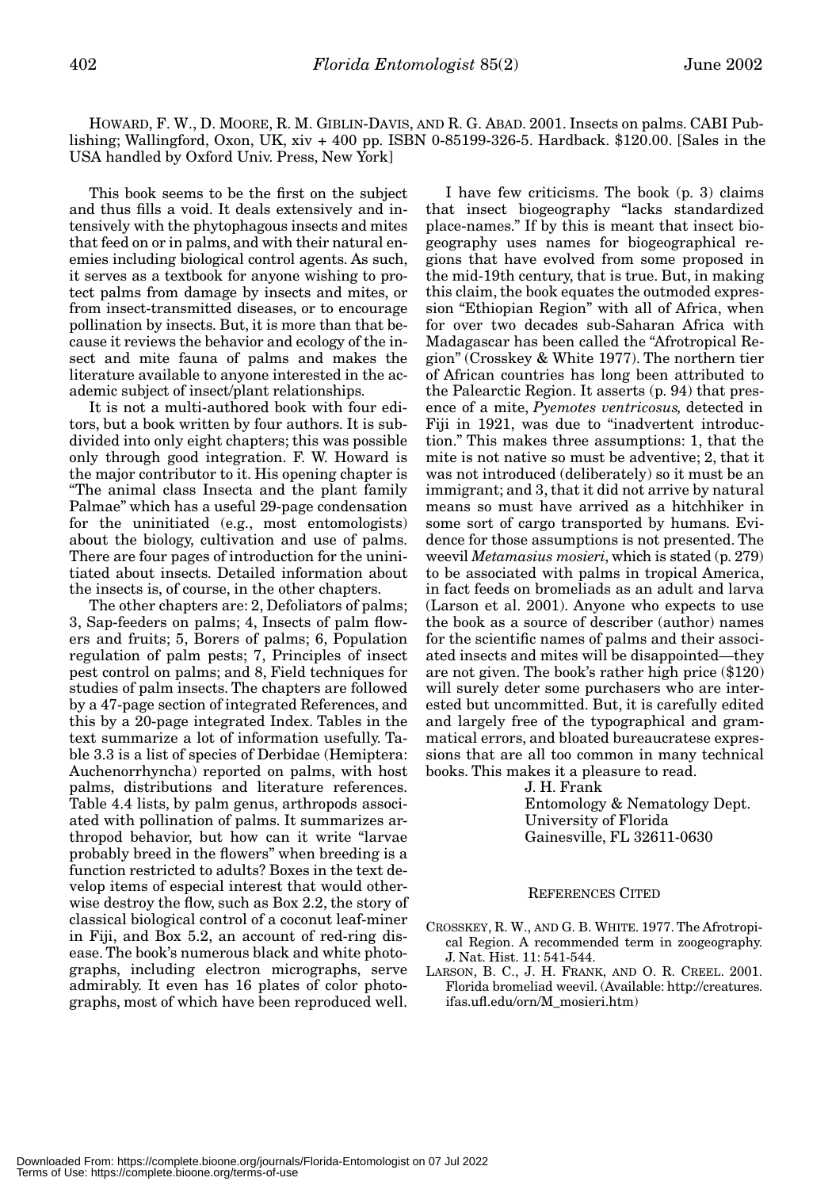HOWARD, F. W., D. MOORE, R. M. GIBLIN-DAVIS, AND R. G. ABAD. 2001. Insects on palms. CABI Publishing; Wallingford, Oxon, UK, xiv + 400 pp. ISBN 0-85199-326-5. Hardback. $120.00. [Sales in the USA handled by Oxford Univ. Press, New York]

This book seems to be the first on the subject and thus fills a void. It deals extensively and intensively with the phytophagous insects and mites that feed on or in palms, and with their natural enemies including biological control agents. As such, it serves as a textbook for anyone wishing to protect palms from damage by insects and mites, or from insect-transmitted diseases, or to encourage pollination by insects. But, it is more than that because it reviews the behavior and ecology of the insect and mite fauna of palms and makes the literature available to anyone interested in the academic subject of insect/plant relationships.

It is not a multi-authored book with four editors, but a book written by four authors. It is subdivided into only eight chapters; this was possible only through good integration. F. W. Howard is the major contributor to it. His opening chapter is "The animal class Insecta and the plant family Palmae" which has a useful 29-page condensation for the uninitiated (e.g., most entomologists) about the biology, cultivation and use of palms. There are four pages of introduction for the uninitiated about insects. Detailed information about the insects is, of course, in the other chapters.

The other chapters are: 2, Defoliators of palms; 3, Sap-feeders on palms; 4, Insects of palm flowers and fruits; 5, Borers of palms; 6, Population regulation of palm pests; 7, Principles of insect pest control on palms; and 8, Field techniques for studies of palm insects. The chapters are followed by a 47-page section of integrated References, and this by a 20-page integrated Index. Tables in the text summarize a lot of information usefully. Table 3.3 is a list of species of Derbidae (Hemiptera: Auchenorrhyncha) reported on palms, with host palms, distributions and literature references. Table 4.4 lists, by palm genus, arthropods associated with pollination of palms. It summarizes arthropod behavior, but how can it write "larvae probably breed in the flowers" when breeding is a function restricted to adults? Boxes in the text develop items of especial interest that would otherwise destroy the flow, such as Box 2.2, the story of classical biological control of a coconut leaf-miner in Fiji, and Box 5.2, an account of red-ring disease. The book's numerous black and white photographs, including electron micrographs, serve admirably. It even has 16 plates of color photographs, most of which have been reproduced well.

I have few criticisms. The book (p. 3) claims that insect biogeography "lacks standardized place-names." If by this is meant that insect biogeography uses names for biogeographical regions that have evolved from some proposed in the mid-19th century, that is true. But, in making this claim, the book equates the outmoded expression "Ethiopian Region" with all of Africa, when for over two decades sub-Saharan Africa with Madagascar has been called the "Afrotropical Region" (Crosskey & White 1977). The northern tier of African countries has long been attributed to the Palearctic Region. It asserts (p. 94) that presence of a mite, *Pyemotes ventricosus,* detected in Fiji in 1921, was due to "inadvertent introduction." This makes three assumptions: 1, that the mite is not native so must be adventive; 2, that it was not introduced (deliberately) so it must be an immigrant; and 3, that it did not arrive by natural means so must have arrived as a hitchhiker in some sort of cargo transported by humans. Evidence for those assumptions is not presented. The weevil *Metamasius mosieri*, which is stated (p. 279) to be associated with palms in tropical America, in fact feeds on bromeliads as an adult and larva (Larson et al. 2001). Anyone who expects to use the book as a source of describer (author) names for the scientific names of palms and their associated insects and mites will be disappointed—they are not given. The book's rather high price ($120) will surely deter some purchasers who are interested but uncommitted. But, it is carefully edited and largely free of the typographical and grammatical errors, and bloated bureaucratese expressions that are all too common in many technical books. This makes it a pleasure to read.

J. H. Frank
Entomology & Nematology Dept.
University of Florida
Gainesville, FL 32611-0630

## REFERENCES CITED

CROSSKEY, R. W., AND G. B. WHITE. 1977. The Afrotropical Region. A recommended term in zoogeography. J. Nat. Hist. 11: 541-544.

LARSON, B. C., J. H. FRANK, AND O. R. CREEL. 2001. Florida bromeliad weevil. (Available: http://creatures.ifas.ufl.edu/orn/M_mosieri.htm)